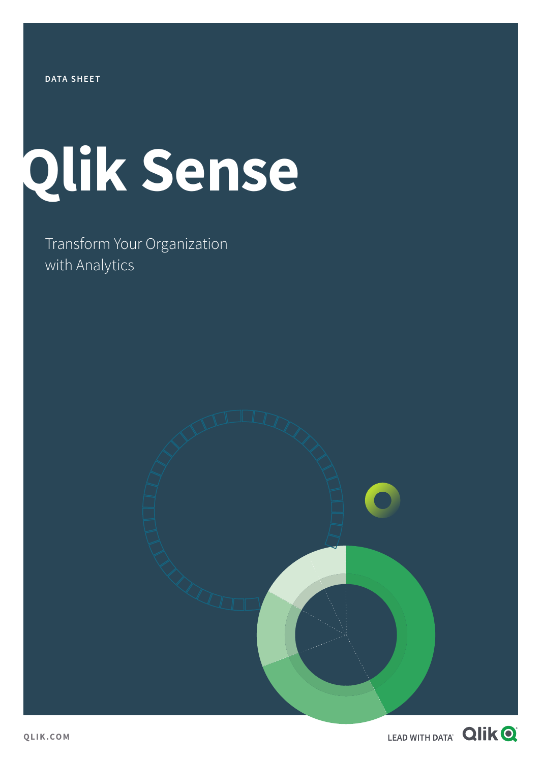DATA SHEET

# Qlik Sense

Transform Your Organization with Analytics

QLIK.COM

LEAD WITH DATA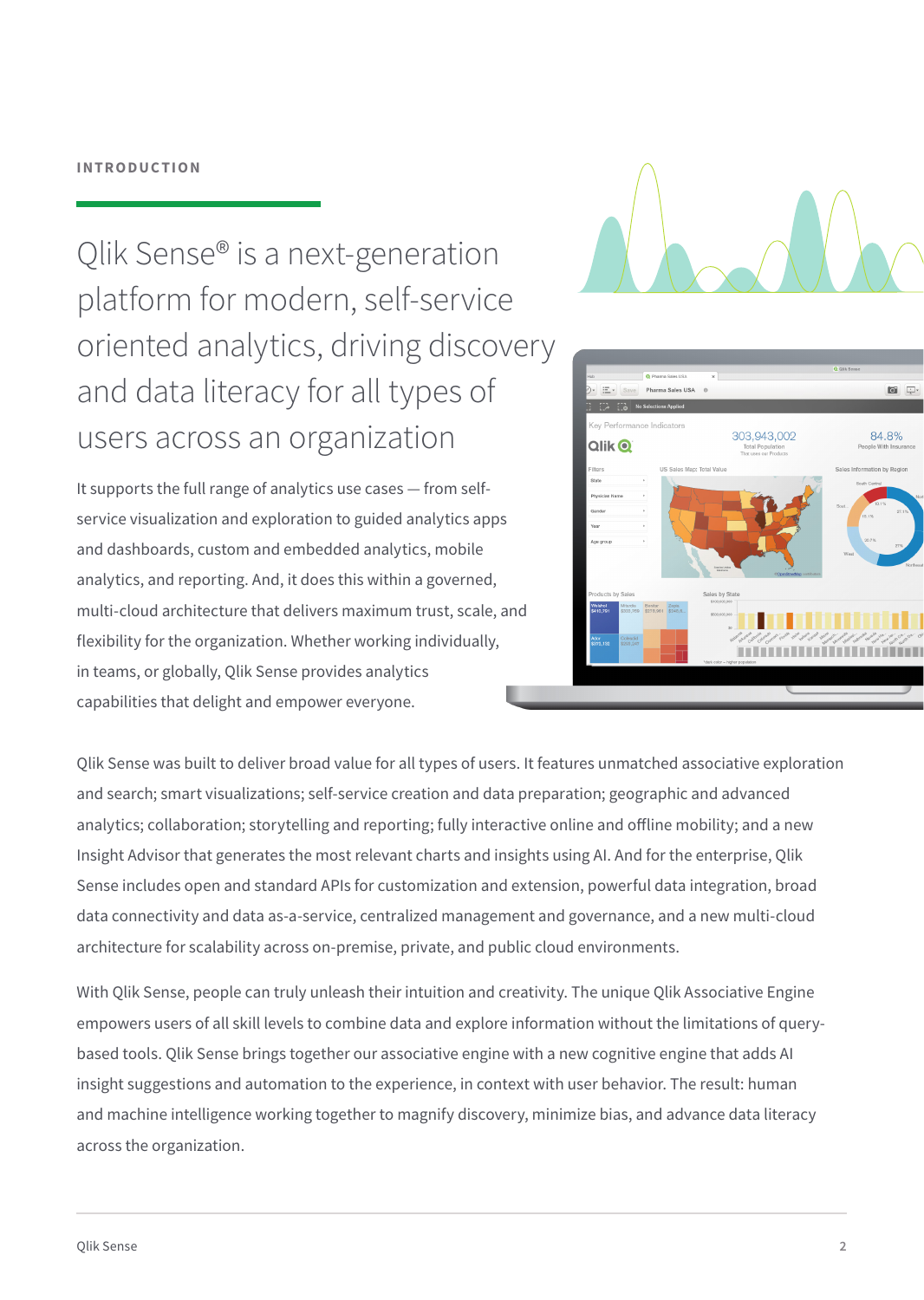INTRODUCTION

# Qlik Sense® is a next-generation platform for modern, self-service oriented analytics, driving discovery and data literacy for all types of users across an organization

It supports the full range of analytics use cases — from self-service visualization and exploration to guided analytics apps and dashboards, custom and embedded analytics, mobile analytics, and reporting. And, it does this within a governed, multi-cloud architecture that delivers maximum trust, scale, and flexibility for the organization. Whether working individually, in teams, or globally, Qlik Sense provides analytics capabilities that delight and empower everyone.

Qlik Sense was built to deliver broad value for all types of users. It features unmatched associative exploration and search; smart visualizations; self-service creation and data preparation; geographic and advanced analytics; collaboration; storytelling and reporting; fully interactive online and offline mobility; and a new Insight Advisor that generates the most relevant charts and insights using AI. And for the enterprise, Qlik Sense includes open and standard APIs for customization and extension, powerful data integration, broad data connectivity and data as-a-service, centralized management and governance, and a new multi-cloud architecture for scalability across on-premise, private, and public cloud environments.

With Qlik Sense, people can truly unleash their intuition and creativity. The unique Qlik Associative Engine empowers users of all skill levels to combine data and explore information without the limitations of query-based tools. Qlik Sense brings together our associative engine with a new cognitive engine that adds AI insight suggestions and automation to the experience, in context with user behavior. The result: human and machine intelligence working together to magnify discovery, minimize bias, and advance data literacy across the organization.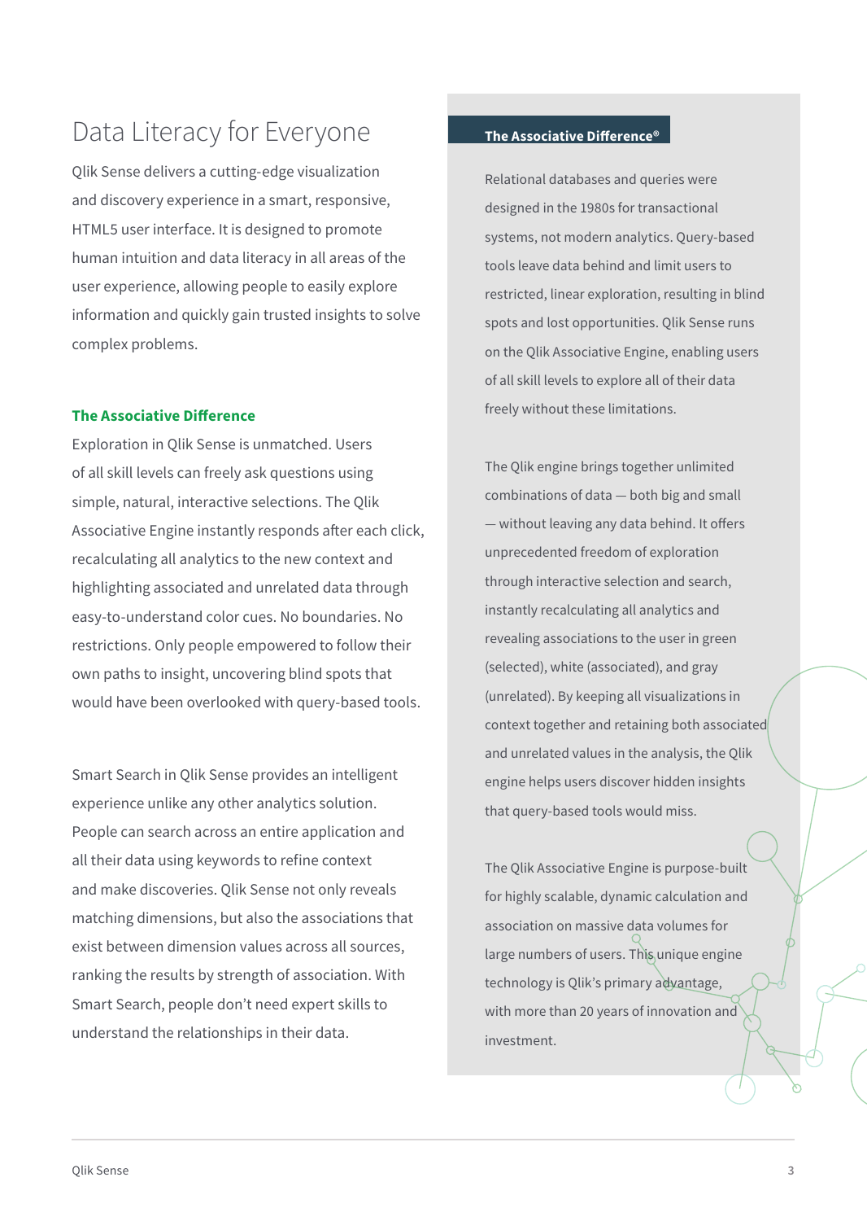# Data Literacy for Everyone

Qlik Sense delivers a cutting-edge visualization and discovery experience in a smart, responsive, HTML5 user interface. It is designed to promote human intuition and data literacy in all areas of the user experience, allowing people to easily explore information and quickly gain trusted insights to solve complex problems.

## The Associative Difference

Exploration in Qlik Sense is unmatched. Users of all skill levels can freely ask questions using simple, natural, interactive selections. The Qlik Associative Engine instantly responds after each click, recalculating all analytics to the new context and highlighting associated and unrelated data through easy-to-understand color cues. No boundaries. No restrictions. Only people empowered to follow their own paths to insight, uncovering blind spots that would have been overlooked with query-based tools.

Smart Search in Qlik Sense provides an intelligent experience unlike any other analytics solution. People can search across an entire application and all their data using keywords to refine context and make discoveries. Qlik Sense not only reveals matching dimensions, but also the associations that exist between dimension values across all sources, ranking the results by strength of association. With Smart Search, people don't need expert skills to understand the relationships in their data.

## The Associative Difference®

Relational databases and queries were designed in the 1980s for transactional systems, not modern analytics. Query-based tools leave data behind and limit users to restricted, linear exploration, resulting in blind spots and lost opportunities. Qlik Sense runs on the Qlik Associative Engine, enabling users of all skill levels to explore all of their data freely without these limitations.

The Qlik engine brings together unlimited combinations of data — both big and small — without leaving any data behind. It offers unprecedented freedom of exploration through interactive selection and search, instantly recalculating all analytics and revealing associations to the user in green (selected), white (associated), and gray (unrelated). By keeping all visualizations in context together and retaining both associated and unrelated values in the analysis, the Qlik engine helps users discover hidden insights that query-based tools would miss.

The Qlik Associative Engine is purpose-built for highly scalable, dynamic calculation and association on massive data volumes for large numbers of users. This unique engine technology is Qlik's primary advantage, with more than 20 years of innovation and investment.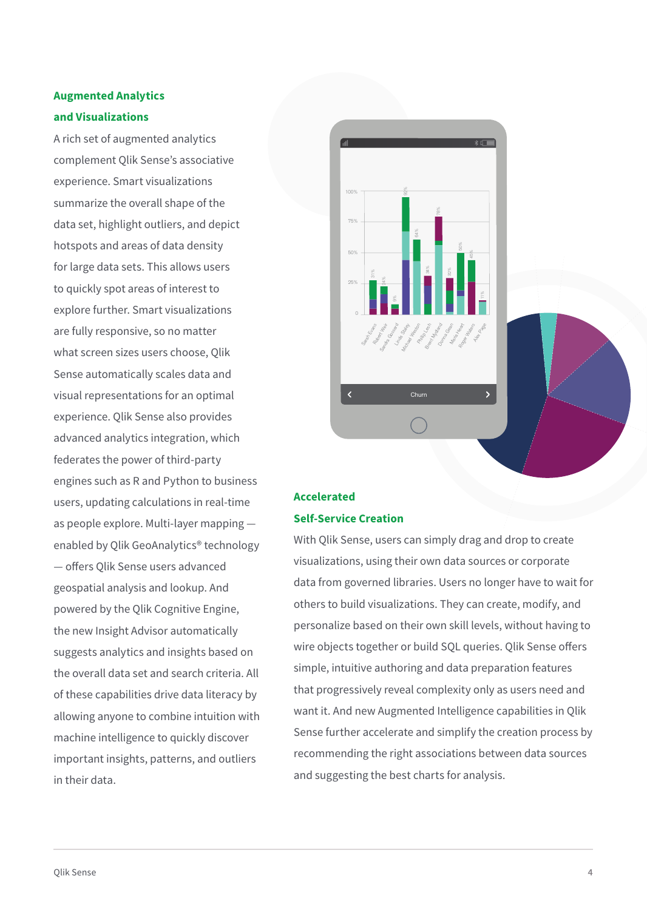## Augmented Analytics and Visualizations

A rich set of augmented analytics complement Qlik Sense's associative experience. Smart visualizations summarize the overall shape of the data set, highlight outliers, and depict hotspots and areas of data density for large data sets. This allows users to quickly spot areas of interest to explore further. Smart visualizations are fully responsive, so no matter what screen sizes users choose, Qlik Sense automatically scales data and visual representations for an optimal experience. Qlik Sense also provides advanced analytics integration, which federates the power of third-party engines such as R and Python to business users, updating calculations in real-time as people explore. Multi-layer mapping — enabled by Qlik GeoAnalytics® technology — offers Qlik Sense users advanced geospatial analysis and lookup. And powered by the Qlik Cognitive Engine, the new Insight Advisor automatically suggests analytics and insights based on the overall data set and search criteria. All of these capabilities drive data literacy by allowing anyone to combine intuition with machine intelligence to quickly discover important insights, patterns, and outliers in their data.

## Accelerated Self-Service Creation

With Qlik Sense, users can simply drag and drop to create visualizations, using their own data sources or corporate data from governed libraries. Users no longer have to wait for others to build visualizations. They can create, modify, and personalize based on their own skill levels, without having to wire objects together or build SQL queries. Qlik Sense offers simple, intuitive authoring and data preparation features that progressively reveal complexity only as users need and want it. And new Augmented Intelligence capabilities in Qlik Sense further accelerate and simplify the creation process by recommending the right associations between data sources and suggesting the best charts for analysis.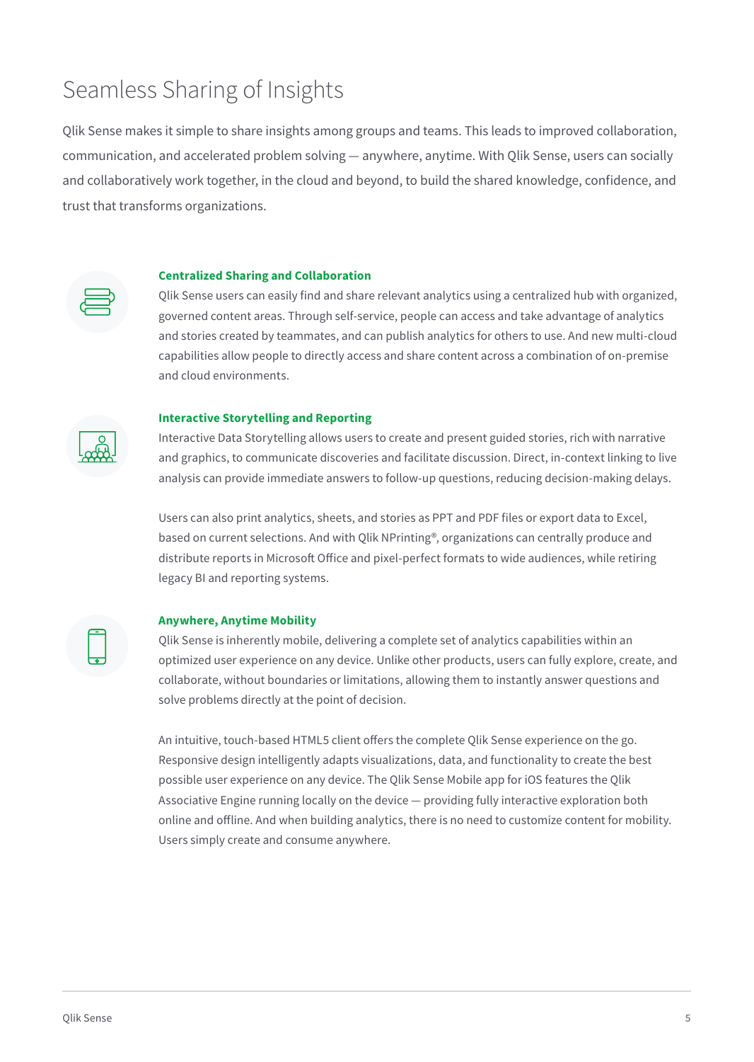# Seamless Sharing of Insights

Qlik Sense makes it simple to share insights among groups and teams. This leads to improved collaboration, communication, and accelerated problem solving — anywhere, anytime. With Qlik Sense, users can socially and collaboratively work together, in the cloud and beyond, to build the shared knowledge, confidence, and trust that transforms organizations.

### Centralized Sharing and Collaboration

Qlik Sense users can easily find and share relevant analytics using a centralized hub with organized, governed content areas. Through self-service, people can access and take advantage of analytics and stories created by teammates, and can publish analytics for others to use. And new multi-cloud capabilities allow people to directly access and share content across a combination of on-premise and cloud environments.

### Interactive Storytelling and Reporting

Interactive Data Storytelling allows users to create and present guided stories, rich with narrative and graphics, to communicate discoveries and facilitate discussion. Direct, in-context linking to live analysis can provide immediate answers to follow-up questions, reducing decision-making delays.

Users can also print analytics, sheets, and stories as PPT and PDF files or export data to Excel, based on current selections. And with Qlik NPrinting®, organizations can centrally produce and distribute reports in Microsoft Office and pixel-perfect formats to wide audiences, while retiring legacy BI and reporting systems.

### Anywhere, Anytime Mobility

Qlik Sense is inherently mobile, delivering a complete set of analytics capabilities within an optimized user experience on any device. Unlike other products, users can fully explore, create, and collaborate, without boundaries or limitations, allowing them to instantly answer questions and solve problems directly at the point of decision.

An intuitive, touch-based HTML5 client offers the complete Qlik Sense experience on the go. Responsive design intelligently adapts visualizations, data, and functionality to create the best possible user experience on any device. The Qlik Sense Mobile app for iOS features the Qlik Associative Engine running locally on the device — providing fully interactive exploration both online and offline. And when building analytics, there is no need to customize content for mobility. Users simply create and consume anywhere.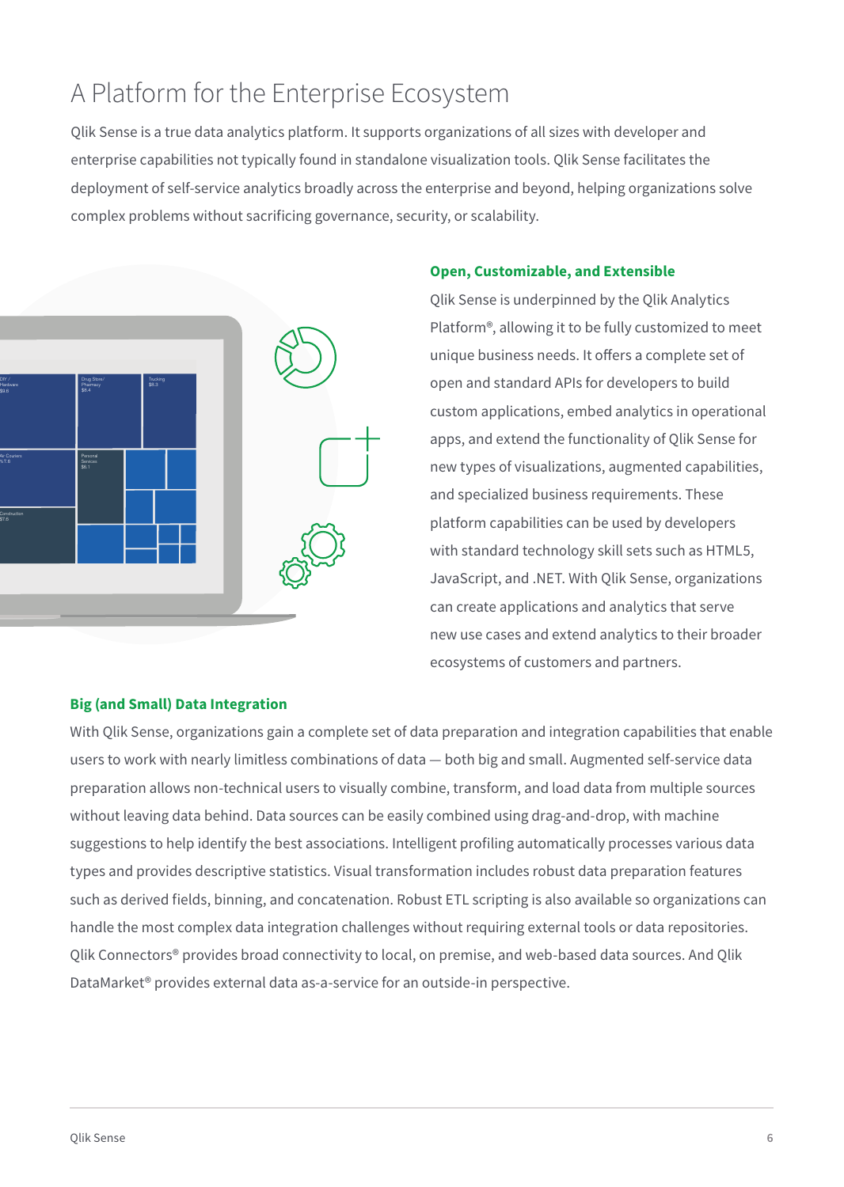# A Platform for the Enterprise Ecosystem

Qlik Sense is a true data analytics platform. It supports organizations of all sizes with developer and enterprise capabilities not typically found in standalone visualization tools. Qlik Sense facilitates the deployment of self-service analytics broadly across the enterprise and beyond, helping organizations solve complex problems without sacrificing governance, security, or scalability.

### Open, Customizable, and Extensible

Qlik Sense is underpinned by the Qlik Analytics Platform®, allowing it to be fully customized to meet unique business needs. It offers a complete set of open and standard APIs for developers to build custom applications, embed analytics in operational apps, and extend the functionality of Qlik Sense for new types of visualizations, augmented capabilities, and specialized business requirements. These platform capabilities can be used by developers with standard technology skill sets such as HTML5, JavaScript, and .NET. With Qlik Sense, organizations can create applications and analytics that serve new use cases and extend analytics to their broader ecosystems of customers and partners.

### Big (and Small) Data Integration

With Qlik Sense, organizations gain a complete set of data preparation and integration capabilities that enable users to work with nearly limitless combinations of data — both big and small. Augmented self-service data preparation allows non-technical users to visually combine, transform, and load data from multiple sources without leaving data behind. Data sources can be easily combined using drag-and-drop, with machine suggestions to help identify the best associations. Intelligent profiling automatically processes various data types and provides descriptive statistics. Visual transformation includes robust data preparation features such as derived fields, binning, and concatenation. Robust ETL scripting is also available so organizations can handle the most complex data integration challenges without requiring external tools or data repositories. Qlik Connectors® provides broad connectivity to local, on premise, and web-based data sources. And Qlik DataMarket® provides external data as-a-service for an outside-in perspective.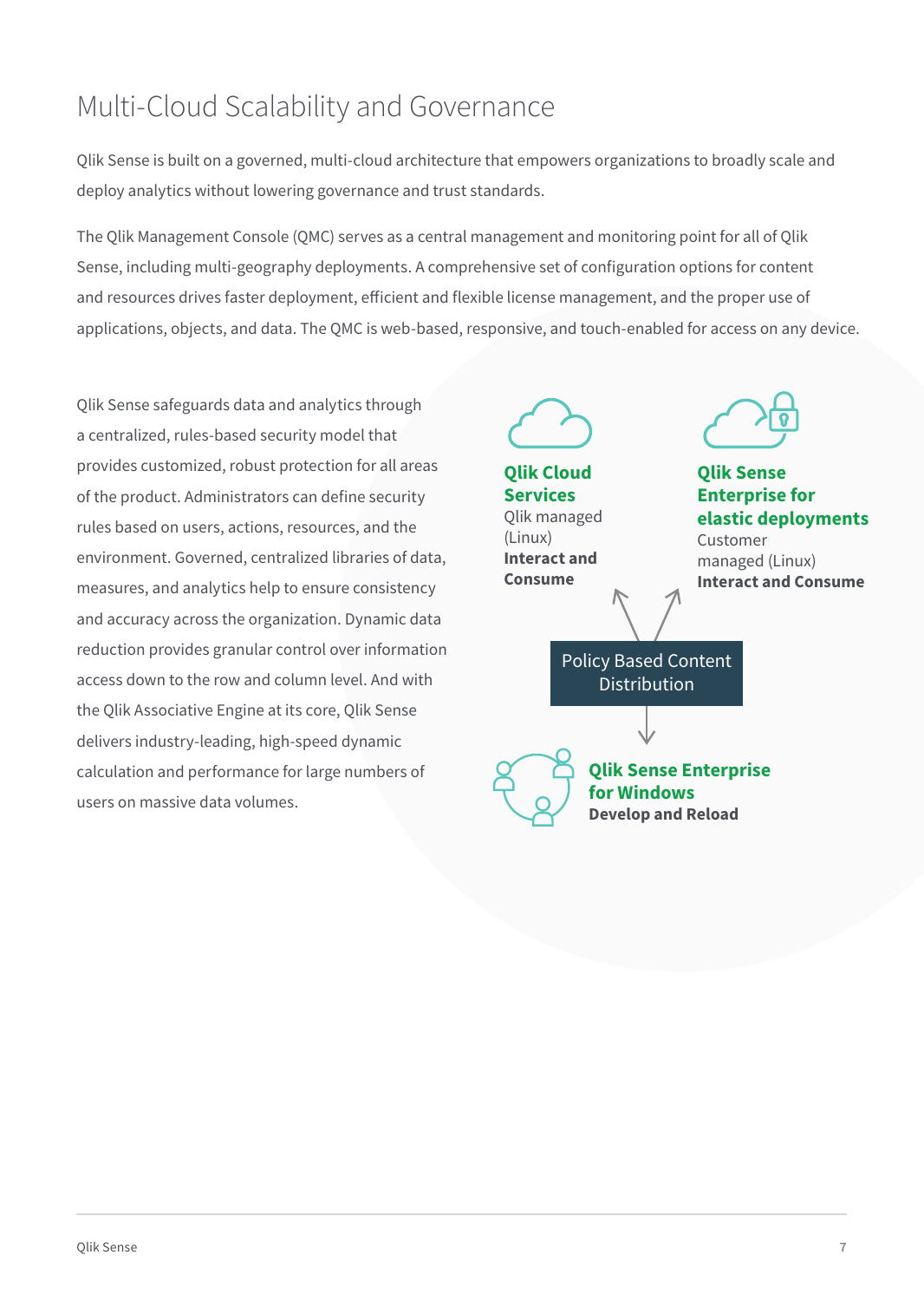# Multi-Cloud Scalability and Governance

Qlik Sense is built on a governed, multi-cloud architecture that empowers organizations to broadly scale and deploy analytics without lowering governance and trust standards.

The Qlik Management Console (QMC) serves as a central management and monitoring point for all of Qlik Sense, including multi-geography deployments. A comprehensive set of configuration options for content and resources drives faster deployment, efficient and flexible license management, and the proper use of applications, objects, and data. The QMC is web-based, responsive, and touch-enabled for access on any device.

Qlik Sense safeguards data and analytics through a centralized, rules-based security model that provides customized, robust protection for all areas of the product. Administrators can define security rules based on users, actions, resources, and the environment. Governed, centralized libraries of data, measures, and analytics help to ensure consistency and accuracy across the organization. Dynamic data reduction provides granular control over information access down to the row and column level. And with the Qlik Associative Engine at its core, Qlik Sense delivers industry-leading, high-speed dynamic calculation and performance for large numbers of users on massive data volumes.

**Qlik Cloud Services**
Qlik managed (Linux)
**Interact and Consume**

**Qlik Sense Enterprise for elastic deployments**
Customer managed (Linux)
**Interact and Consume**

Policy Based Content Distribution

**Qlik Sense Enterprise for Windows**
**Develop and Reload**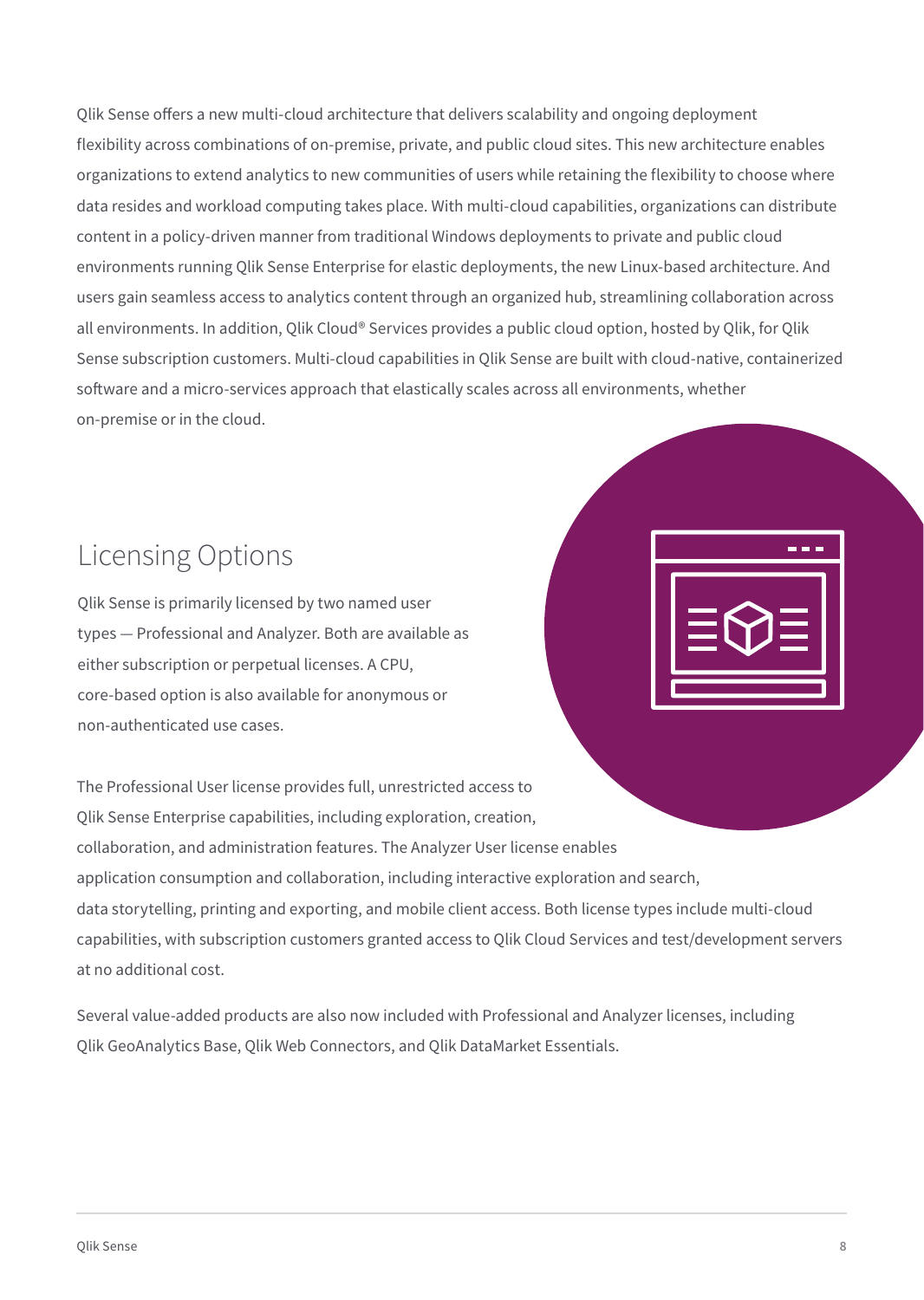Qlik Sense offers a new multi-cloud architecture that delivers scalability and ongoing deployment flexibility across combinations of on-premise, private, and public cloud sites. This new architecture enables organizations to extend analytics to new communities of users while retaining the flexibility to choose where data resides and workload computing takes place. With multi-cloud capabilities, organizations can distribute content in a policy-driven manner from traditional Windows deployments to private and public cloud environments running Qlik Sense Enterprise for elastic deployments, the new Linux-based architecture. And users gain seamless access to analytics content through an organized hub, streamlining collaboration across all environments. In addition, Qlik Cloud® Services provides a public cloud option, hosted by Qlik, for Qlik Sense subscription customers. Multi-cloud capabilities in Qlik Sense are built with cloud-native, containerized software and a micro-services approach that elastically scales across all environments, whether on-premise or in the cloud.

## Licensing Options

Qlik Sense is primarily licensed by two named user types — Professional and Analyzer. Both are available as either subscription or perpetual licenses. A CPU, core-based option is also available for anonymous or non-authenticated use cases.

The Professional User license provides full, unrestricted access to Qlik Sense Enterprise capabilities, including exploration, creation, collaboration, and administration features. The Analyzer User license enables application consumption and collaboration, including interactive exploration and search, data storytelling, printing and exporting, and mobile client access. Both license types include multi-cloud capabilities, with subscription customers granted access to Qlik Cloud Services and test/development servers at no additional cost.

Several value-added products are also now included with Professional and Analyzer licenses, including Qlik GeoAnalytics Base, Qlik Web Connectors, and Qlik DataMarket Essentials.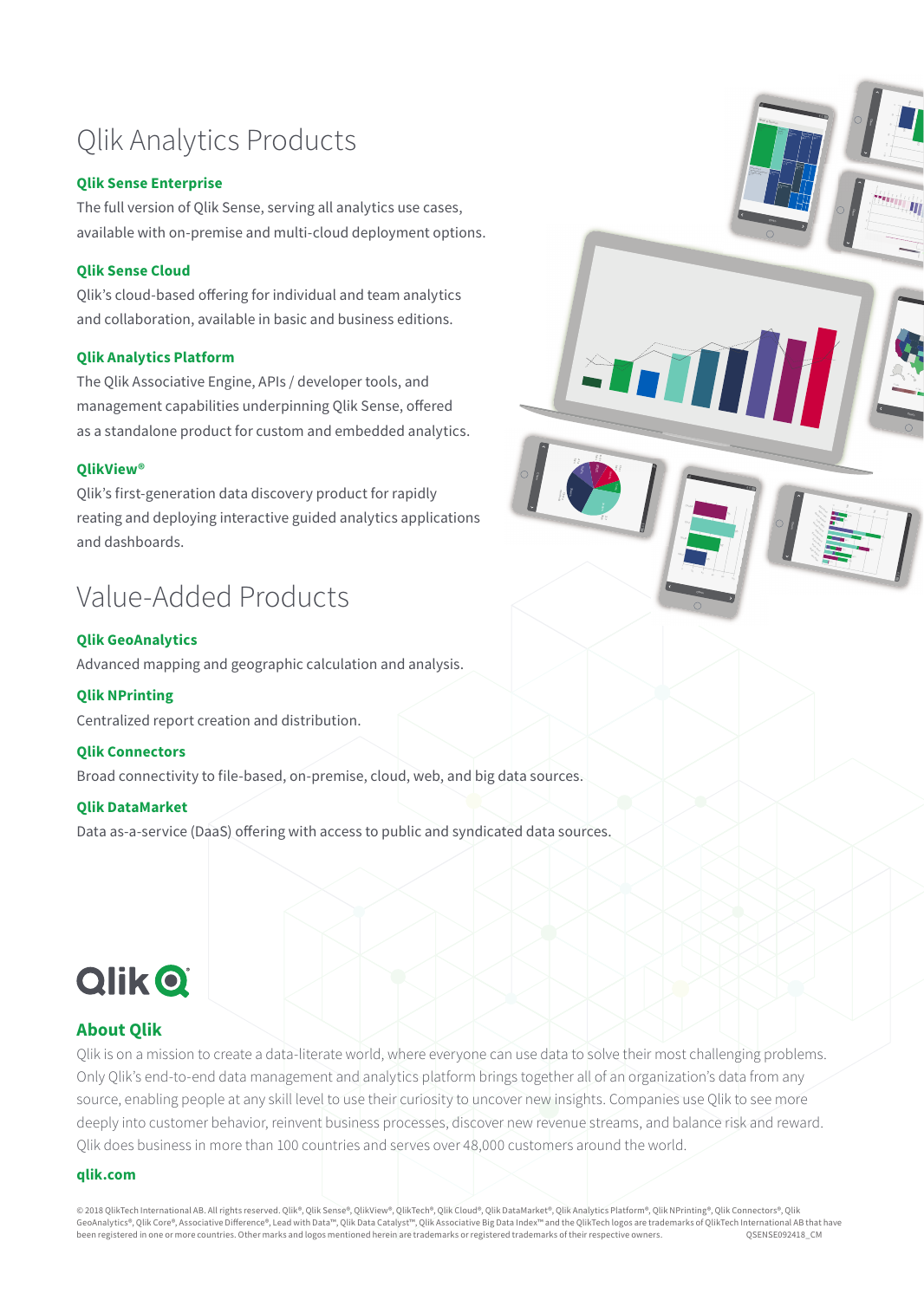# Qlik Analytics Products

### Qlik Sense Enterprise

The full version of Qlik Sense, serving all analytics use cases, available with on-premise and multi-cloud deployment options.

### Qlik Sense Cloud

Qlik's cloud-based offering for individual and team analytics and collaboration, available in basic and business editions.

### Qlik Analytics Platform

The Qlik Associative Engine, APIs / developer tools, and management capabilities underpinning Qlik Sense, offered as a standalone product for custom and embedded analytics.

### QlikView®

Qlik's first-generation data discovery product for rapidly reating and deploying interactive guided analytics applications and dashboards.

# Value-Added Products

### Qlik GeoAnalytics

Advanced mapping and geographic calculation and analysis.

### Qlik NPrinting

Centralized report creation and distribution.

### Qlik Connectors

Broad connectivity to file-based, on-premise, cloud, web, and big data sources.

### Qlik DataMarket

Data as-a-service (DaaS) offering with access to public and syndicated data sources.

Qlik

## About Qlik

Qlik is on a mission to create a data-literate world, where everyone can use data to solve their most challenging problems. Only Qlik's end-to-end data management and analytics platform brings together all of an organization's data from any source, enabling people at any skill level to use their curiosity to uncover new insights. Companies use Qlik to see more deeply into customer behavior, reinvent business processes, discover new revenue streams, and balance risk and reward. Qlik does business in more than 100 countries and serves over 48,000 customers around the world.

**qlik.com**

© 2018 QlikTech International AB. All rights reserved. Qlik®, Qlik Sense®, QlikView®, QlikTech®, Qlik Cloud®, Qlik DataMarket®, Qlik Analytics Platform®, Qlik NPrinting®, Qlik Connectors®, Qlik GeoAnalytics®, Qlik Core®, Associative Difference®, Lead with Data™, Qlik Data Catalyst™, Qlik Associative Big Data Index™ and the QlikTech logos are trademarks of QlikTech International AB that have been registered in one or more countries. Other marks and logos mentioned herein are trademarks or registered trademarks of their respective owners. QSENSE092418_CM